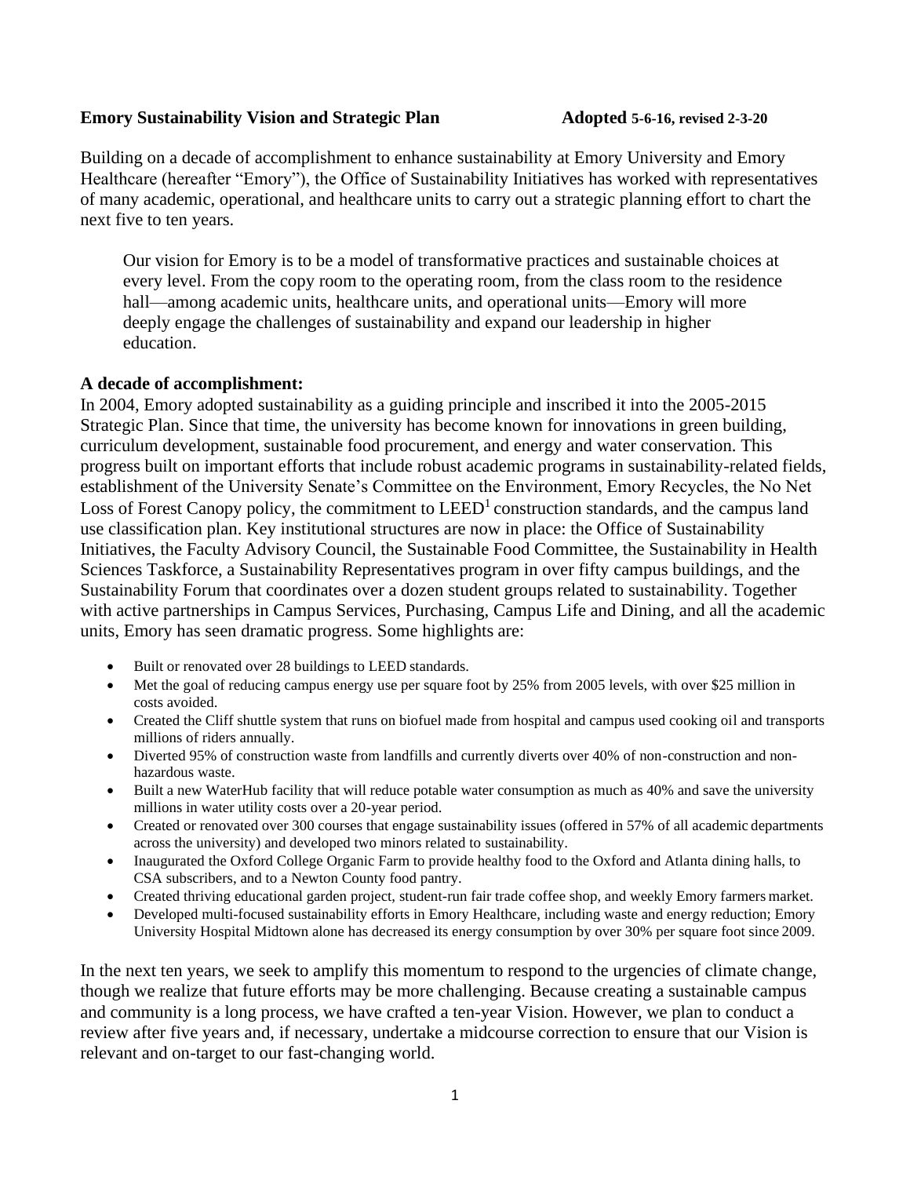**Emory Sustainability Vision and Strategic Plan** **Adopted 5-6-16, revised 2-3-20**

Building on a decade of accomplishment to enhance sustainability at Emory University and Emory Healthcare (hereafter "Emory"), the Office of Sustainability Initiatives has worked with representatives of many academic, operational, and healthcare units to carry out a strategic planning effort to chart the next five to ten years.

> Our vision for Emory is to be a model of transformative practices and sustainable choices at every level. From the copy room to the operating room, from the class room to the residence hall—among academic units, healthcare units, and operational units—Emory will more deeply engage the challenges of sustainability and expand our leadership in higher education.

**A decade of accomplishment:**

In 2004, Emory adopted sustainability as a guiding principle and inscribed it into the 2005-2015 Strategic Plan. Since that time, the university has become known for innovations in green building, curriculum development, sustainable food procurement, and energy and water conservation. This progress built on important efforts that include robust academic programs in sustainability-related fields, establishment of the University Senate's Committee on the Environment, Emory Recycles, the No Net Loss of Forest Canopy policy, the commitment to LEED[1] construction standards, and the campus land use classification plan. Key institutional structures are now in place: the Office of Sustainability Initiatives, the Faculty Advisory Council, the Sustainable Food Committee, the Sustainability in Health Sciences Taskforce, a Sustainability Representatives program in over fifty campus buildings, and the Sustainability Forum that coordinates over a dozen student groups related to sustainability. Together with active partnerships in Campus Services, Purchasing, Campus Life and Dining, and all the academic units, Emory has seen dramatic progress. Some highlights are:

- Built or renovated over 28 buildings to LEED standards.
- Met the goal of reducing campus energy use per square foot by 25% from 2005 levels, with over $25 million in costs avoided.
- Created the Cliff shuttle system that runs on biofuel made from hospital and campus used cooking oil and transports millions of riders annually.
- Diverted 95% of construction waste from landfills and currently diverts over 40% of non-construction and non-hazardous waste.
- Built a new WaterHub facility that will reduce potable water consumption as much as 40% and save the university millions in water utility costs over a 20-year period.
- Created or renovated over 300 courses that engage sustainability issues (offered in 57% of all academic departments across the university) and developed two minors related to sustainability.
- Inaugurated the Oxford College Organic Farm to provide healthy food to the Oxford and Atlanta dining halls, to CSA subscribers, and to a Newton County food pantry.
- Created thriving educational garden project, student-run fair trade coffee shop, and weekly Emory farmers market.
- Developed multi-focused sustainability efforts in Emory Healthcare, including waste and energy reduction; Emory University Hospital Midtown alone has decreased its energy consumption by over 30% per square foot since 2009.

In the next ten years, we seek to amplify this momentum to respond to the urgencies of climate change, though we realize that future efforts may be more challenging. Because creating a sustainable campus and community is a long process, we have crafted a ten-year Vision. However, we plan to conduct a review after five years and, if necessary, undertake a midcourse correction to ensure that our Vision is relevant and on-target to our fast-changing world.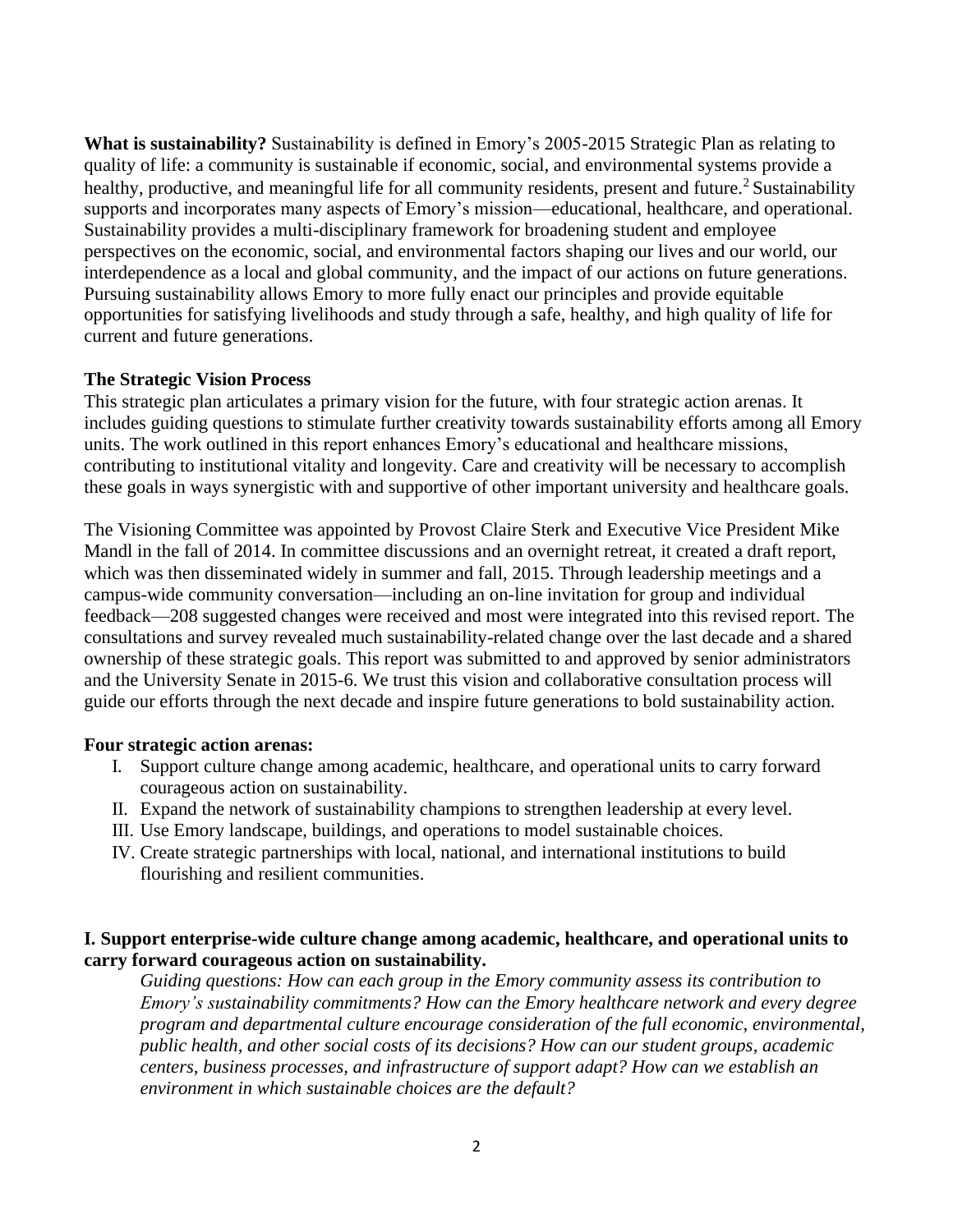**What is sustainability?** Sustainability is defined in Emory's 2005-2015 Strategic Plan as relating to quality of life: a community is sustainable if economic, social, and environmental systems provide a healthy, productive, and meaningful life for all community residents, present and future.[2] Sustainability supports and incorporates many aspects of Emory's mission—educational, healthcare, and operational. Sustainability provides a multi-disciplinary framework for broadening student and employee perspectives on the economic, social, and environmental factors shaping our lives and our world, our interdependence as a local and global community, and the impact of our actions on future generations. Pursuing sustainability allows Emory to more fully enact our principles and provide equitable opportunities for satisfying livelihoods and study through a safe, healthy, and high quality of life for current and future generations.

**The Strategic Vision Process**

This strategic plan articulates a primary vision for the future, with four strategic action arenas. It includes guiding questions to stimulate further creativity towards sustainability efforts among all Emory units. The work outlined in this report enhances Emory's educational and healthcare missions, contributing to institutional vitality and longevity. Care and creativity will be necessary to accomplish these goals in ways synergistic with and supportive of other important university and healthcare goals.

The Visioning Committee was appointed by Provost Claire Sterk and Executive Vice President Mike Mandl in the fall of 2014. In committee discussions and an overnight retreat, it created a draft report, which was then disseminated widely in summer and fall, 2015. Through leadership meetings and a campus-wide community conversation—including an on-line invitation for group and individual feedback—208 suggested changes were received and most were integrated into this revised report. The consultations and survey revealed much sustainability-related change over the last decade and a shared ownership of these strategic goals. This report was submitted to and approved by senior administrators and the University Senate in 2015-6. We trust this vision and collaborative consultation process will guide our efforts through the next decade and inspire future generations to bold sustainability action.

**Four strategic action arenas:**

I. Support culture change among academic, healthcare, and operational units to carry forward courageous action on sustainability.
II. Expand the network of sustainability champions to strengthen leadership at every level.
III. Use Emory landscape, buildings, and operations to model sustainable choices.
IV. Create strategic partnerships with local, national, and international institutions to build flourishing and resilient communities.

**I. Support enterprise-wide culture change among academic, healthcare, and operational units to carry forward courageous action on sustainability.**

*Guiding questions: How can each group in the Emory community assess its contribution to Emory's sustainability commitments? How can the Emory healthcare network and every degree program and departmental culture encourage consideration of the full economic, environmental, public health, and other social costs of its decisions? How can our student groups, academic centers, business processes, and infrastructure of support adapt? How can we establish an environment in which sustainable choices are the default?*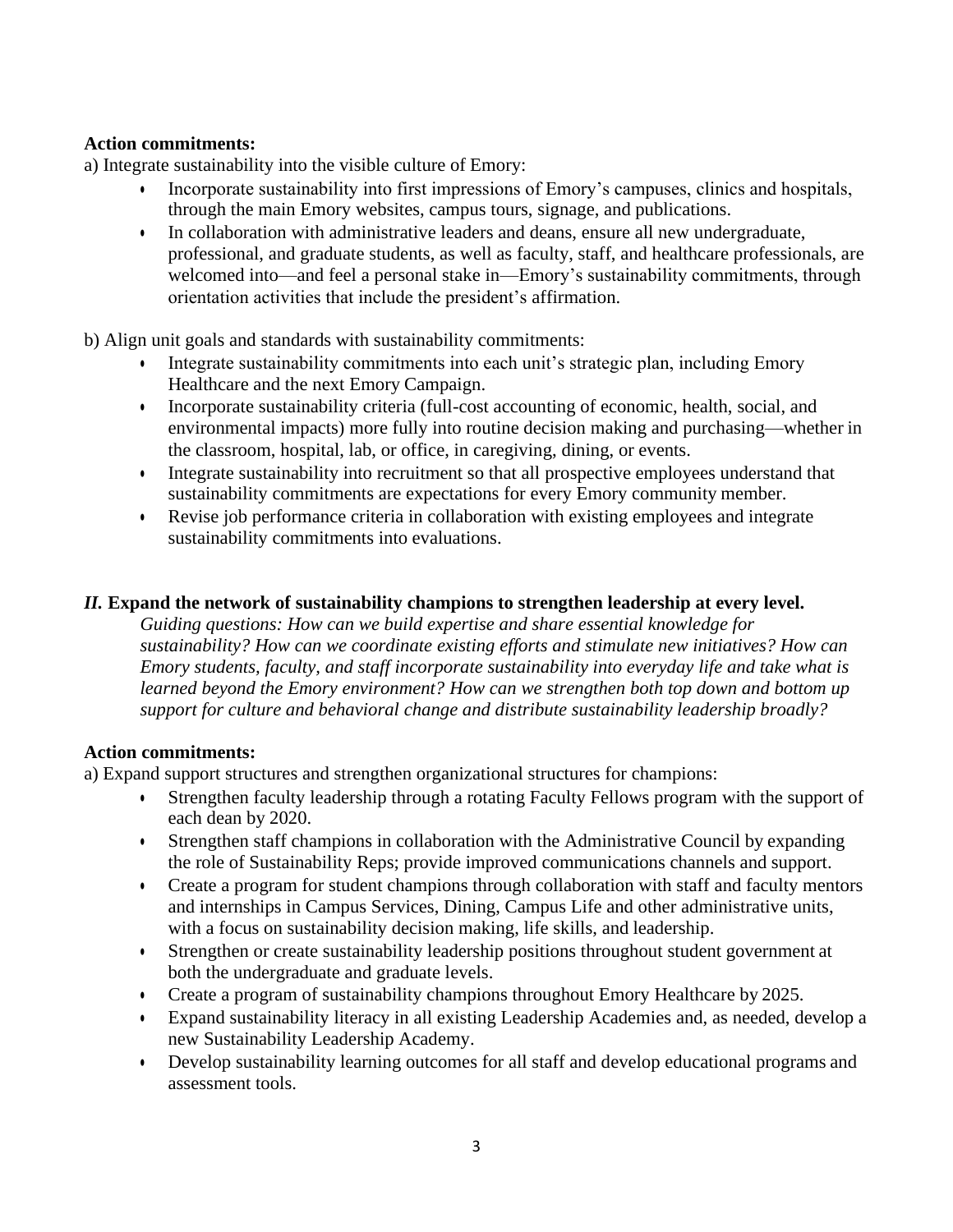**Action commitments:**

a) Integrate sustainability into the visible culture of Emory:

- Incorporate sustainability into first impressions of Emory's campuses, clinics and hospitals, through the main Emory websites, campus tours, signage, and publications.
- In collaboration with administrative leaders and deans, ensure all new undergraduate, professional, and graduate students, as well as faculty, staff, and healthcare professionals, are welcomed into—and feel a personal stake in—Emory's sustainability commitments, through orientation activities that include the president's affirmation.

b) Align unit goals and standards with sustainability commitments:

- Integrate sustainability commitments into each unit's strategic plan, including Emory Healthcare and the next Emory Campaign.
- Incorporate sustainability criteria (full-cost accounting of economic, health, social, and environmental impacts) more fully into routine decision making and purchasing—whether in the classroom, hospital, lab, or office, in caregiving, dining, or events.
- Integrate sustainability into recruitment so that all prospective employees understand that sustainability commitments are expectations for every Emory community member.
- Revise job performance criteria in collaboration with existing employees and integrate sustainability commitments into evaluations.

## *II.* Expand the network of sustainability champions to strengthen leadership at every level.

*Guiding questions: How can we build expertise and share essential knowledge for sustainability? How can we coordinate existing efforts and stimulate new initiatives? How can Emory students, faculty, and staff incorporate sustainability into everyday life and take what is learned beyond the Emory environment? How can we strengthen both top down and bottom up support for culture and behavioral change and distribute sustainability leadership broadly?*

**Action commitments:**

a) Expand support structures and strengthen organizational structures for champions:

- Strengthen faculty leadership through a rotating Faculty Fellows program with the support of each dean by 2020.
- Strengthen staff champions in collaboration with the Administrative Council by expanding the role of Sustainability Reps; provide improved communications channels and support.
- Create a program for student champions through collaboration with staff and faculty mentors and internships in Campus Services, Dining, Campus Life and other administrative units, with a focus on sustainability decision making, life skills, and leadership.
- Strengthen or create sustainability leadership positions throughout student government at both the undergraduate and graduate levels.
- Create a program of sustainability champions throughout Emory Healthcare by 2025.
- Expand sustainability literacy in all existing Leadership Academies and, as needed, develop a new Sustainability Leadership Academy.
- Develop sustainability learning outcomes for all staff and develop educational programs and assessment tools.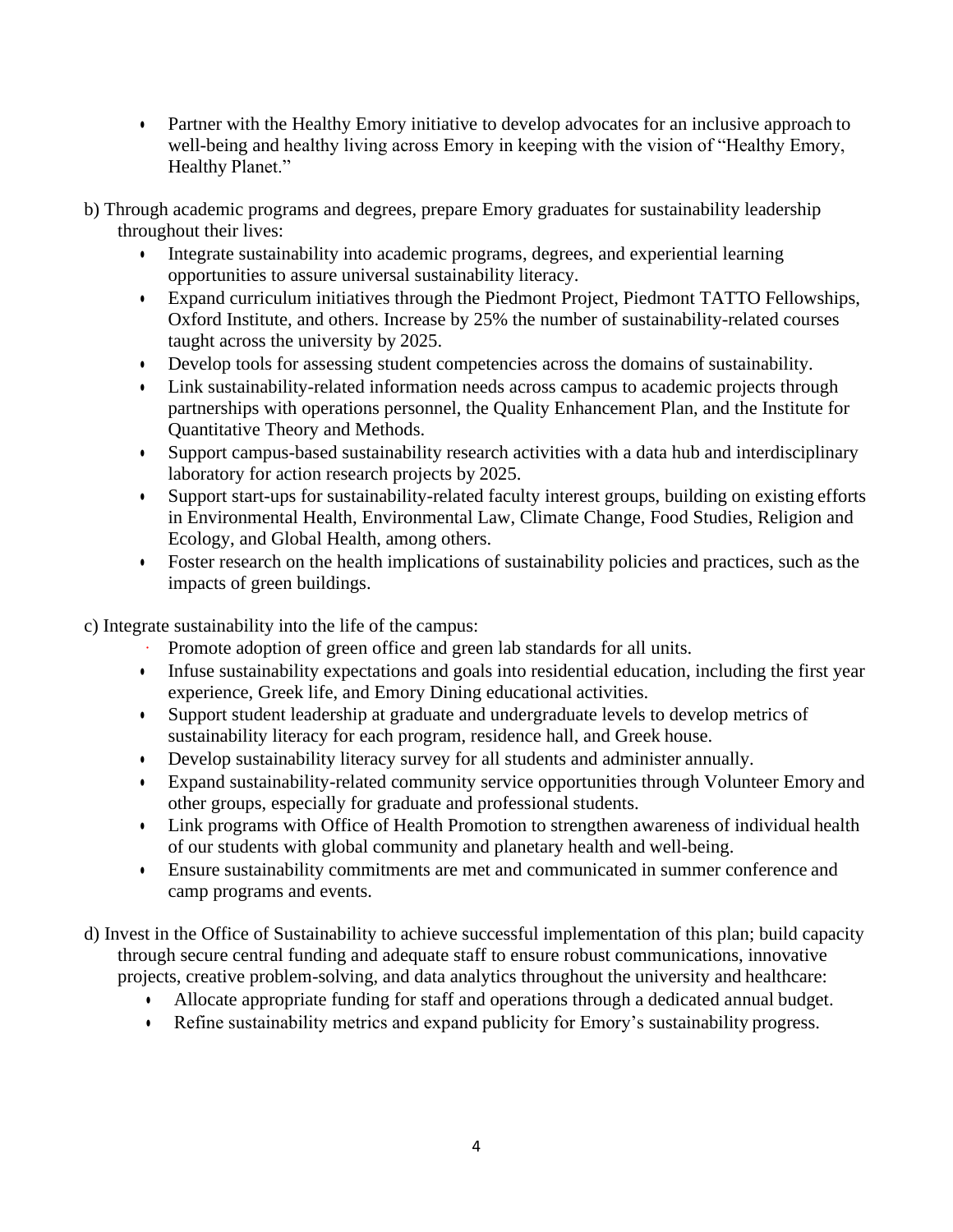- Partner with the Healthy Emory initiative to develop advocates for an inclusive approach to well-being and healthy living across Emory in keeping with the vision of "Healthy Emory, Healthy Planet."

b) Through academic programs and degrees, prepare Emory graduates for sustainability leadership throughout their lives:

- Integrate sustainability into academic programs, degrees, and experiential learning opportunities to assure universal sustainability literacy.
- Expand curriculum initiatives through the Piedmont Project, Piedmont TATTO Fellowships, Oxford Institute, and others. Increase by 25% the number of sustainability-related courses taught across the university by 2025.
- Develop tools for assessing student competencies across the domains of sustainability.
- Link sustainability-related information needs across campus to academic projects through partnerships with operations personnel, the Quality Enhancement Plan, and the Institute for Quantitative Theory and Methods.
- Support campus-based sustainability research activities with a data hub and interdisciplinary laboratory for action research projects by 2025.
- Support start-ups for sustainability-related faculty interest groups, building on existing efforts in Environmental Health, Environmental Law, Climate Change, Food Studies, Religion and Ecology, and Global Health, among others.
- Foster research on the health implications of sustainability policies and practices, such as the impacts of green buildings.

c) Integrate sustainability into the life of the campus:

- Promote adoption of green office and green lab standards for all units.
- Infuse sustainability expectations and goals into residential education, including the first year experience, Greek life, and Emory Dining educational activities.
- Support student leadership at graduate and undergraduate levels to develop metrics of sustainability literacy for each program, residence hall, and Greek house.
- Develop sustainability literacy survey for all students and administer annually.
- Expand sustainability-related community service opportunities through Volunteer Emory and other groups, especially for graduate and professional students.
- Link programs with Office of Health Promotion to strengthen awareness of individual health of our students with global community and planetary health and well-being.
- Ensure sustainability commitments are met and communicated in summer conference and camp programs and events.

d) Invest in the Office of Sustainability to achieve successful implementation of this plan; build capacity through secure central funding and adequate staff to ensure robust communications, innovative projects, creative problem-solving, and data analytics throughout the university and healthcare:

- Allocate appropriate funding for staff and operations through a dedicated annual budget.
- Refine sustainability metrics and expand publicity for Emory's sustainability progress.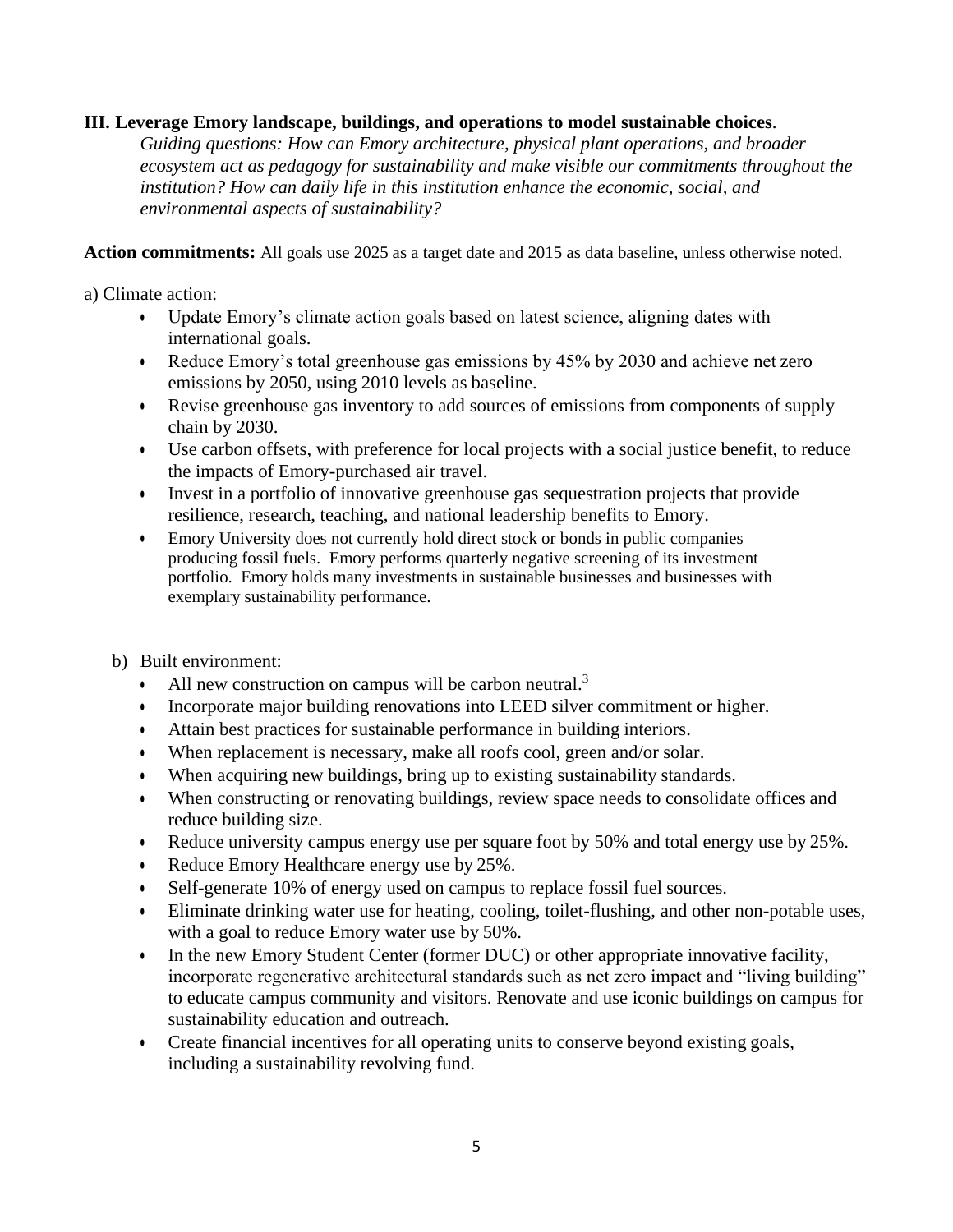**III. Leverage Emory landscape, buildings, and operations to model sustainable choices**.

*Guiding questions: How can Emory architecture, physical plant operations, and broader ecosystem act as pedagogy for sustainability and make visible our commitments throughout the institution? How can daily life in this institution enhance the economic, social, and environmental aspects of sustainability?*

**Action commitments:** All goals use 2025 as a target date and 2015 as data baseline, unless otherwise noted.

a) Climate action:

- Update Emory's climate action goals based on latest science, aligning dates with international goals.
- Reduce Emory's total greenhouse gas emissions by 45% by 2030 and achieve net zero emissions by 2050, using 2010 levels as baseline.
- Revise greenhouse gas inventory to add sources of emissions from components of supply chain by 2030.
- Use carbon offsets, with preference for local projects with a social justice benefit, to reduce the impacts of Emory-purchased air travel.
- Invest in a portfolio of innovative greenhouse gas sequestration projects that provide resilience, research, teaching, and national leadership benefits to Emory.
- Emory University does not currently hold direct stock or bonds in public companies producing fossil fuels. Emory performs quarterly negative screening of its investment portfolio. Emory holds many investments in sustainable businesses and businesses with exemplary sustainability performance.

b) Built environment:

- All new construction on campus will be carbon neutral.[3]
- Incorporate major building renovations into LEED silver commitment or higher.
- Attain best practices for sustainable performance in building interiors.
- When replacement is necessary, make all roofs cool, green and/or solar.
- When acquiring new buildings, bring up to existing sustainability standards.
- When constructing or renovating buildings, review space needs to consolidate offices and reduce building size.
- Reduce university campus energy use per square foot by 50% and total energy use by 25%.
- Reduce Emory Healthcare energy use by 25%.
- Self-generate 10% of energy used on campus to replace fossil fuel sources.
- Eliminate drinking water use for heating, cooling, toilet-flushing, and other non-potable uses, with a goal to reduce Emory water use by 50%.
- In the new Emory Student Center (former DUC) or other appropriate innovative facility, incorporate regenerative architectural standards such as net zero impact and "living building" to educate campus community and visitors. Renovate and use iconic buildings on campus for sustainability education and outreach.
- Create financial incentives for all operating units to conserve beyond existing goals, including a sustainability revolving fund.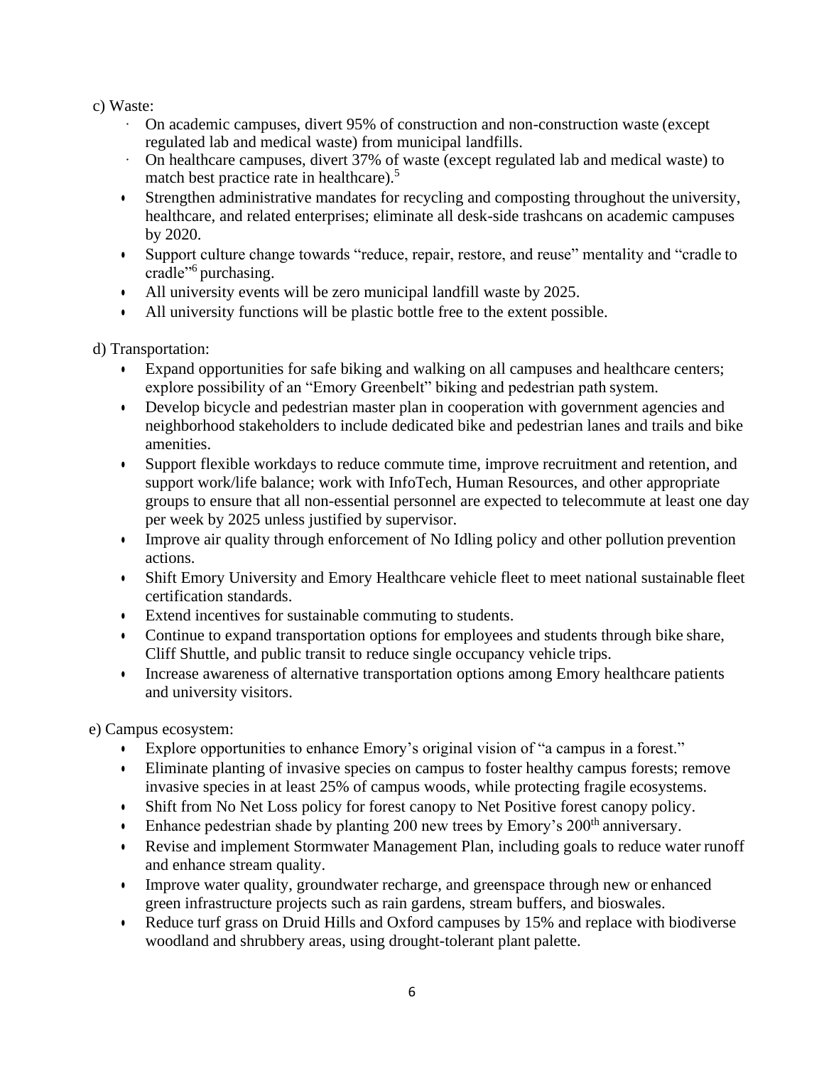c) Waste:

- On academic campuses, divert 95% of construction and non-construction waste (except regulated lab and medical waste) from municipal landfills.
- On healthcare campuses, divert 37% of waste (except regulated lab and medical waste) to match best practice rate in healthcare).[5]
- Strengthen administrative mandates for recycling and composting throughout the university, healthcare, and related enterprises; eliminate all desk-side trashcans on academic campuses by 2020.
- Support culture change towards "reduce, repair, restore, and reuse" mentality and "cradle to cradle"[6] purchasing.
- All university events will be zero municipal landfill waste by 2025.
- All university functions will be plastic bottle free to the extent possible.

d) Transportation:

- Expand opportunities for safe biking and walking on all campuses and healthcare centers; explore possibility of an "Emory Greenbelt" biking and pedestrian path system.
- Develop bicycle and pedestrian master plan in cooperation with government agencies and neighborhood stakeholders to include dedicated bike and pedestrian lanes and trails and bike amenities.
- Support flexible workdays to reduce commute time, improve recruitment and retention, and support work/life balance; work with InfoTech, Human Resources, and other appropriate groups to ensure that all non-essential personnel are expected to telecommute at least one day per week by 2025 unless justified by supervisor.
- Improve air quality through enforcement of No Idling policy and other pollution prevention actions.
- Shift Emory University and Emory Healthcare vehicle fleet to meet national sustainable fleet certification standards.
- Extend incentives for sustainable commuting to students.
- Continue to expand transportation options for employees and students through bike share, Cliff Shuttle, and public transit to reduce single occupancy vehicle trips.
- Increase awareness of alternative transportation options among Emory healthcare patients and university visitors.

e) Campus ecosystem:

- Explore opportunities to enhance Emory's original vision of "a campus in a forest."
- Eliminate planting of invasive species on campus to foster healthy campus forests; remove invasive species in at least 25% of campus woods, while protecting fragile ecosystems.
- Shift from No Net Loss policy for forest canopy to Net Positive forest canopy policy.
- Enhance pedestrian shade by planting 200 new trees by Emory's 200th anniversary.
- Revise and implement Stormwater Management Plan, including goals to reduce water runoff and enhance stream quality.
- Improve water quality, groundwater recharge, and greenspace through new or enhanced green infrastructure projects such as rain gardens, stream buffers, and bioswales.
- Reduce turf grass on Druid Hills and Oxford campuses by 15% and replace with biodiverse woodland and shrubbery areas, using drought-tolerant plant palette.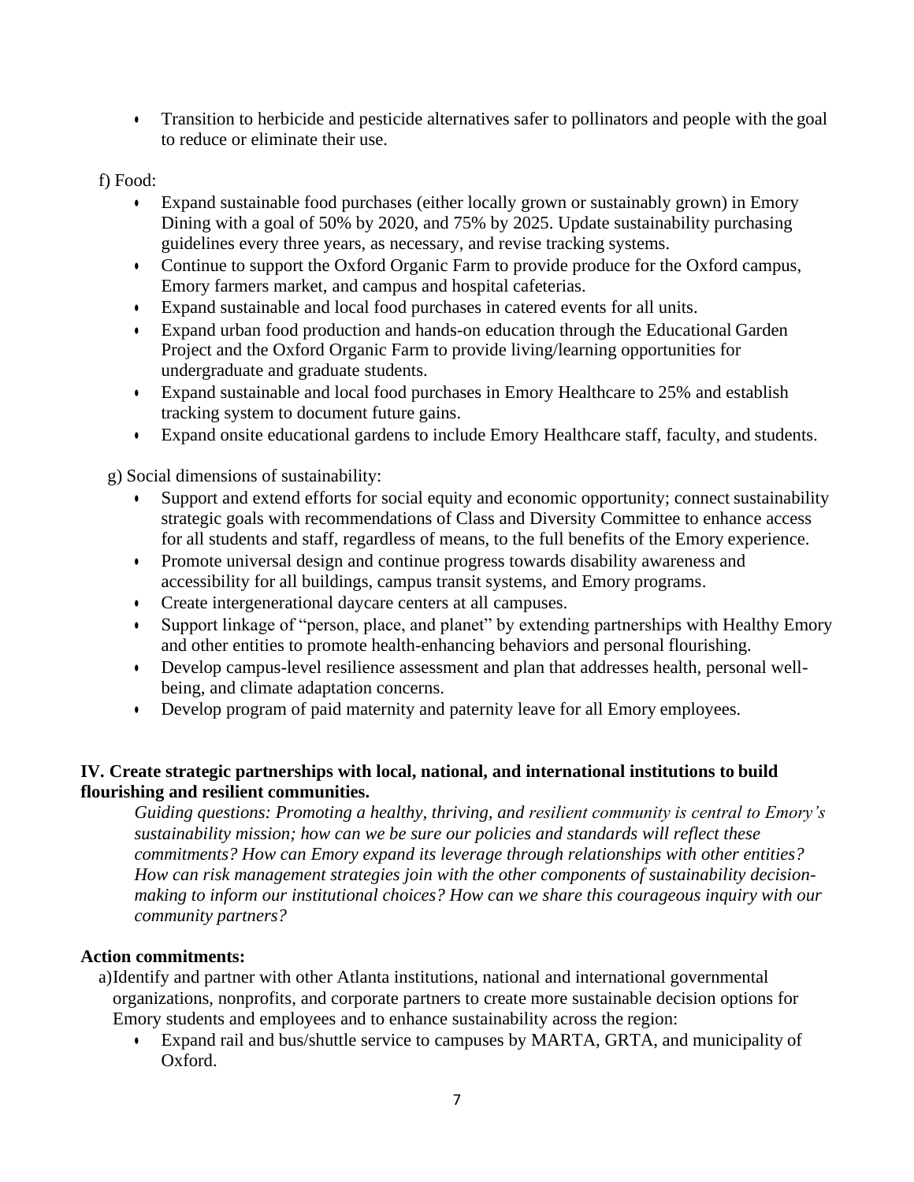- Transition to herbicide and pesticide alternatives safer to pollinators and people with the goal to reduce or eliminate their use.

f) Food:

- Expand sustainable food purchases (either locally grown or sustainably grown) in Emory Dining with a goal of 50% by 2020, and 75% by 2025. Update sustainability purchasing guidelines every three years, as necessary, and revise tracking systems.
- Continue to support the Oxford Organic Farm to provide produce for the Oxford campus, Emory farmers market, and campus and hospital cafeterias.
- Expand sustainable and local food purchases in catered events for all units.
- Expand urban food production and hands-on education through the Educational Garden Project and the Oxford Organic Farm to provide living/learning opportunities for undergraduate and graduate students.
- Expand sustainable and local food purchases in Emory Healthcare to 25% and establish tracking system to document future gains.
- Expand onsite educational gardens to include Emory Healthcare staff, faculty, and students.

g) Social dimensions of sustainability:

- Support and extend efforts for social equity and economic opportunity; connect sustainability strategic goals with recommendations of Class and Diversity Committee to enhance access for all students and staff, regardless of means, to the full benefits of the Emory experience.
- Promote universal design and continue progress towards disability awareness and accessibility for all buildings, campus transit systems, and Emory programs.
- Create intergenerational daycare centers at all campuses.
- Support linkage of "person, place, and planet" by extending partnerships with Healthy Emory and other entities to promote health-enhancing behaviors and personal flourishing.
- Develop campus-level resilience assessment and plan that addresses health, personal well-being, and climate adaptation concerns.
- Develop program of paid maternity and paternity leave for all Emory employees.

**IV. Create strategic partnerships with local, national, and international institutions to build flourishing and resilient communities.**

*Guiding questions: Promoting a healthy, thriving, and resilient community is central to Emory's sustainability mission; how can we be sure our policies and standards will reflect these commitments? How can Emory expand its leverage through relationships with other entities? How can risk management strategies join with the other components of sustainability decision-making to inform our institutional choices? How can we share this courageous inquiry with our community partners?*

**Action commitments:**

a) Identify and partner with other Atlanta institutions, national and international governmental organizations, nonprofits, and corporate partners to create more sustainable decision options for Emory students and employees and to enhance sustainability across the region:

- Expand rail and bus/shuttle service to campuses by MARTA, GRTA, and municipality of Oxford.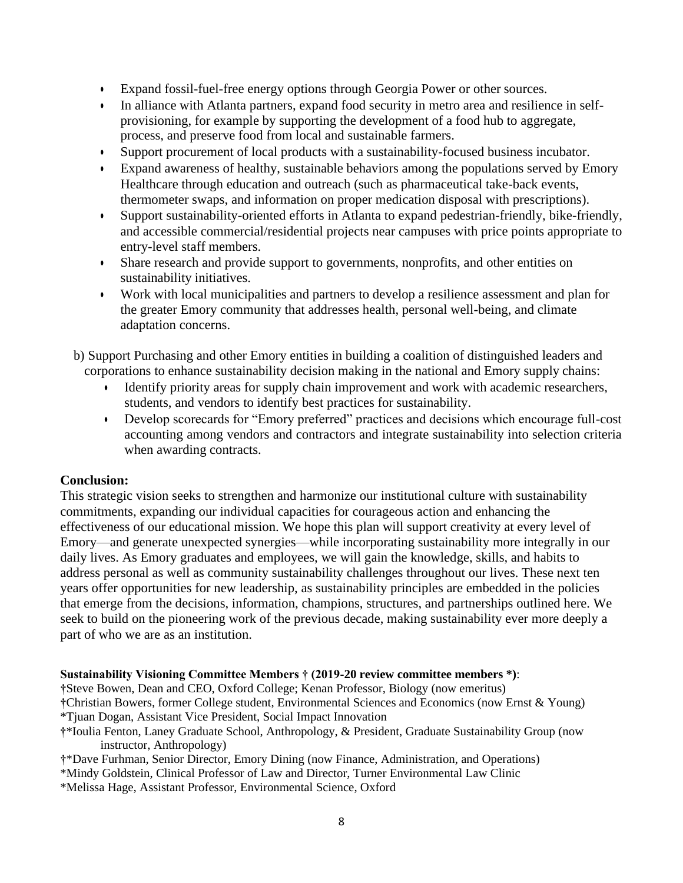- Expand fossil-fuel-free energy options through Georgia Power or other sources.
- In alliance with Atlanta partners, expand food security in metro area and resilience in self-provisioning, for example by supporting the development of a food hub to aggregate, process, and preserve food from local and sustainable farmers.
- Support procurement of local products with a sustainability-focused business incubator.
- Expand awareness of healthy, sustainable behaviors among the populations served by Emory Healthcare through education and outreach (such as pharmaceutical take-back events, thermometer swaps, and information on proper medication disposal with prescriptions).
- Support sustainability-oriented efforts in Atlanta to expand pedestrian-friendly, bike-friendly, and accessible commercial/residential projects near campuses with price points appropriate to entry-level staff members.
- Share research and provide support to governments, nonprofits, and other entities on sustainability initiatives.
- Work with local municipalities and partners to develop a resilience assessment and plan for the greater Emory community that addresses health, personal well-being, and climate adaptation concerns.

b) Support Purchasing and other Emory entities in building a coalition of distinguished leaders and corporations to enhance sustainability decision making in the national and Emory supply chains:

- Identify priority areas for supply chain improvement and work with academic researchers, students, and vendors to identify best practices for sustainability.
- Develop scorecards for "Emory preferred" practices and decisions which encourage full-cost accounting among vendors and contractors and integrate sustainability into selection criteria when awarding contracts.

**Conclusion:**

This strategic vision seeks to strengthen and harmonize our institutional culture with sustainability commitments, expanding our individual capacities for courageous action and enhancing the effectiveness of our educational mission. We hope this plan will support creativity at every level of Emory—and generate unexpected synergies—while incorporating sustainability more integrally in our daily lives. As Emory graduates and employees, we will gain the knowledge, skills, and habits to address personal as well as community sustainability challenges throughout our lives. These next ten years offer opportunities for new leadership, as sustainability principles are embedded in the policies that emerge from the decisions, information, champions, structures, and partnerships outlined here. We seek to build on the pioneering work of the previous decade, making sustainability ever more deeply a part of who we are as an institution.

**Sustainability Visioning Committee Members † (2019-20 review committee members \*)**:

†Steve Bowen, Dean and CEO, Oxford College; Kenan Professor, Biology (now emeritus)
†Christian Bowers, former College student, Environmental Sciences and Economics (now Ernst & Young)
\*Tjuan Dogan, Assistant Vice President, Social Impact Innovation
†\*Ioulia Fenton, Laney Graduate School, Anthropology, & President, Graduate Sustainability Group (now instructor, Anthropology)
†\*Dave Furhman, Senior Director, Emory Dining (now Finance, Administration, and Operations)
\*Mindy Goldstein, Clinical Professor of Law and Director, Turner Environmental Law Clinic
\*Melissa Hage, Assistant Professor, Environmental Science, Oxford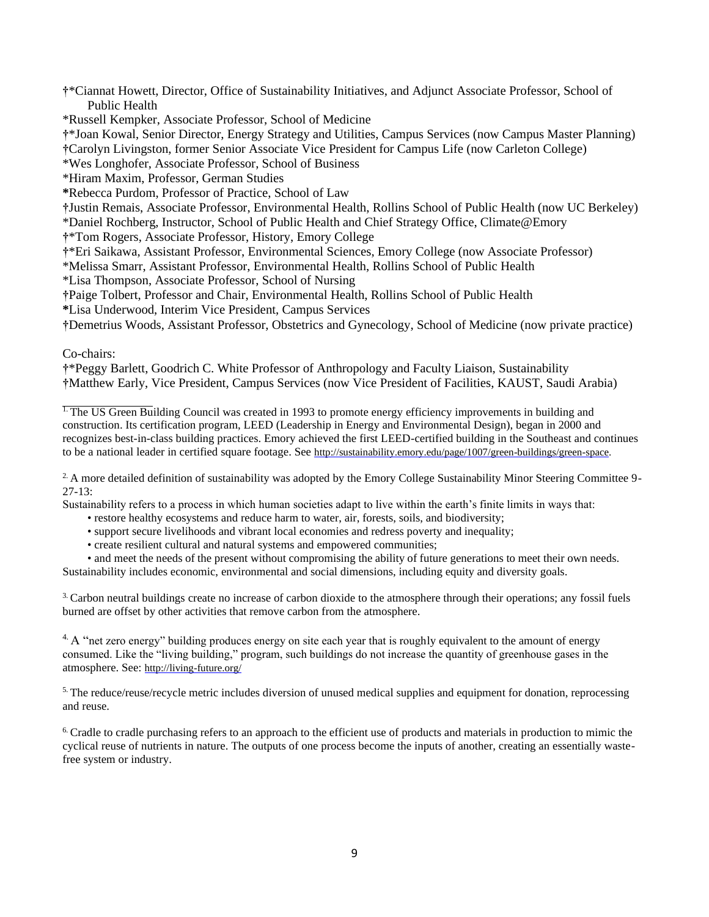†*Ciannat Howett, Director, Office of Sustainability Initiatives, and Adjunct Associate Professor, School of Public Health
*Russell Kempker, Associate Professor, School of Medicine
†*Joan Kowal, Senior Director, Energy Strategy and Utilities, Campus Services (now Campus Master Planning)
†Carolyn Livingston, former Senior Associate Vice President for Campus Life (now Carleton College)
*Wes Longhofer, Associate Professor, School of Business
*Hiram Maxim, Professor, German Studies
*Rebecca Purdom, Professor of Practice, School of Law
†Justin Remais, Associate Professor, Environmental Health, Rollins School of Public Health (now UC Berkeley)
*Daniel Rochberg, Instructor, School of Public Health and Chief Strategy Office, Climate@Emory
†*Tom Rogers, Associate Professor, History, Emory College
†*Eri Saikawa, Assistant Professor, Environmental Sciences, Emory College (now Associate Professor)
*Melissa Smarr, Assistant Professor, Environmental Health, Rollins School of Public Health
*Lisa Thompson, Associate Professor, School of Nursing
†Paige Tolbert, Professor and Chair, Environmental Health, Rollins School of Public Health
*Lisa Underwood, Interim Vice President, Campus Services
†Demetrius Woods, Assistant Professor, Obstetrics and Gynecology, School of Medicine (now private practice)

Co-chairs:
†*Peggy Barlett, Goodrich C. White Professor of Anthropology and Faculty Liaison, Sustainability
†Matthew Early, Vice President, Campus Services (now Vice President of Facilities, KAUST, Saudi Arabia)

---

[1] The US Green Building Council was created in 1993 to promote energy efficiency improvements in building and construction. Its certification program, LEED (Leadership in Energy and Environmental Design), began in 2000 and recognizes best-in-class building practices. Emory achieved the first LEED-certified building in the Southeast and continues to be a national leader in certified square footage. See http://sustainability.emory.edu/page/1007/green-buildings/green-space.

[2] A more detailed definition of sustainability was adopted by the Emory College Sustainability Minor Steering Committee 9-27-13:
Sustainability refers to a process in which human societies adapt to live within the earth's finite limits in ways that:

- restore healthy ecosystems and reduce harm to water, air, forests, soils, and biodiversity;
- support secure livelihoods and vibrant local economies and redress poverty and inequality;
- create resilient cultural and natural systems and empowered communities;
- and meet the needs of the present without compromising the ability of future generations to meet their own needs.

Sustainability includes economic, environmental and social dimensions, including equity and diversity goals.

[3] Carbon neutral buildings create no increase of carbon dioxide to the atmosphere through their operations; any fossil fuels burned are offset by other activities that remove carbon from the atmosphere.

[4] A "net zero energy" building produces energy on site each year that is roughly equivalent to the amount of energy consumed. Like the "living building," program, such buildings do not increase the quantity of greenhouse gases in the atmosphere. See: http://living-future.org/

[5] The reduce/reuse/recycle metric includes diversion of unused medical supplies and equipment for donation, reprocessing and reuse.

[6] Cradle to cradle purchasing refers to an approach to the efficient use of products and materials in production to mimic the cyclical reuse of nutrients in nature. The outputs of one process become the inputs of another, creating an essentially waste-free system or industry.